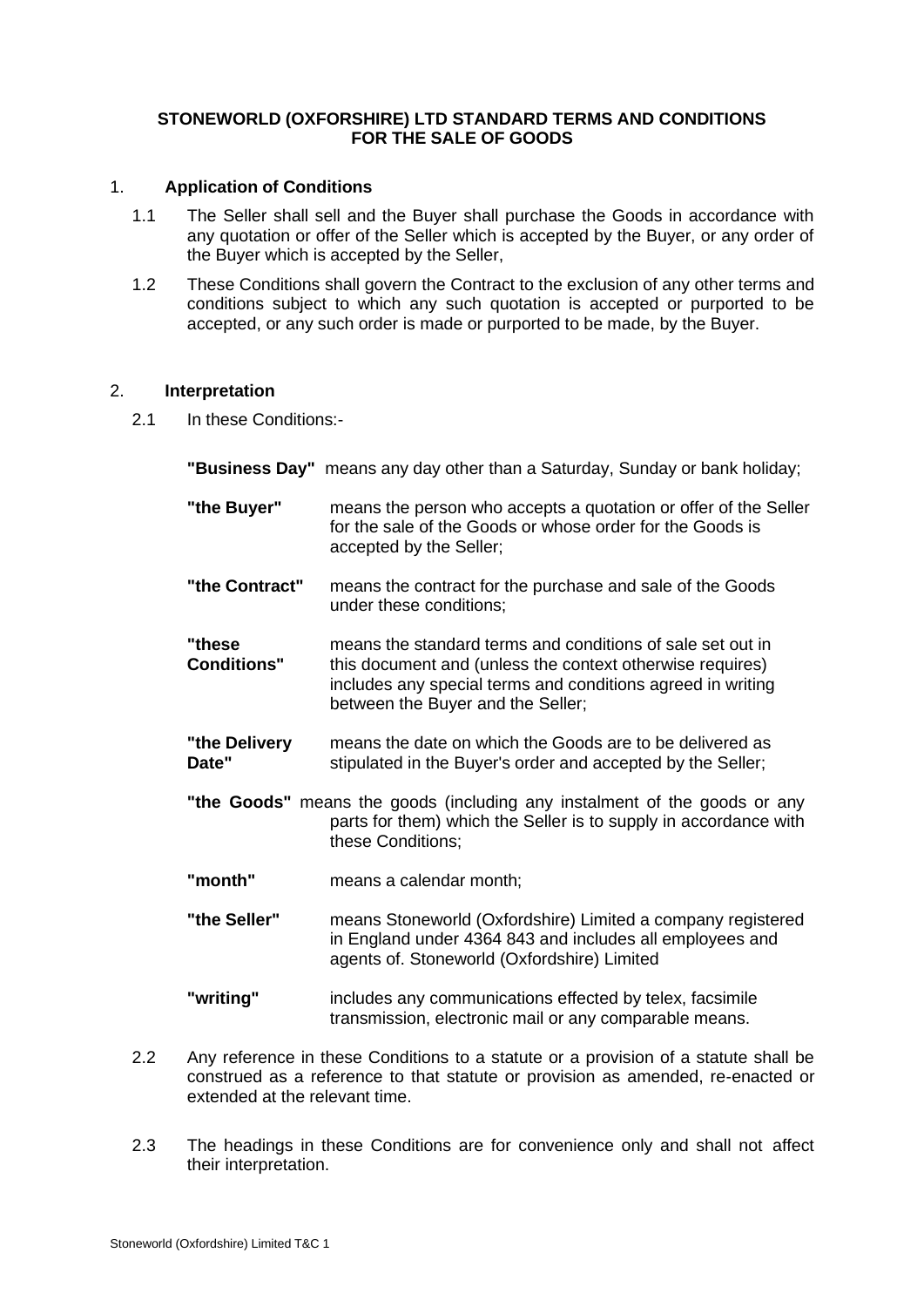# STONEWORLD (OXFORSHIRE) LTD STANDARD TERMS AND CONDITIONS FOR THE SALE OF GOODS

## 1. Application of Conditions

1.1 The Seller shall sell and the Buyer shall purchase the Goods in accordance with any quotation or offer of the Seller which is accepted by the Buyer, or any order of the Buyer which is accepted by the Seller,

1.2 These Conditions shall govern the Contract to the exclusion of any other terms and conditions subject to which any such quotation is accepted or purported to be accepted, or any such order is made or purported to be made, by the Buyer.

## 2. Interpretation

2.1 In these Conditions:-

**"Business Day"** means any day other than a Saturday, Sunday or bank holiday;

**"the Buyer"** means the person who accepts a quotation or offer of the Seller for the sale of the Goods or whose order for the Goods is accepted by the Seller;

**"the Contract"** means the contract for the purchase and sale of the Goods under these conditions;

**"these Conditions"** means the standard terms and conditions of sale set out in this document and (unless the context otherwise requires) includes any special terms and conditions agreed in writing between the Buyer and the Seller;

**"the Delivery Date"** means the date on which the Goods are to be delivered as stipulated in the Buyer's order and accepted by the Seller;

**"the Goods"** means the goods (including any instalment of the goods or any parts for them) which the Seller is to supply in accordance with these Conditions;

**"month"** means a calendar month;

**"the Seller"** means Stoneworld (Oxfordshire) Limited a company registered in England under 4364 843 and includes all employees and agents of. Stoneworld (Oxfordshire) Limited

**"writing"** includes any communications effected by telex, facsimile transmission, electronic mail or any comparable means.

2.2 Any reference in these Conditions to a statute or a provision of a statute shall be construed as a reference to that statute or provision as amended, re-enacted or extended at the relevant time.

2.3 The headings in these Conditions are for convenience only and shall not affect their interpretation.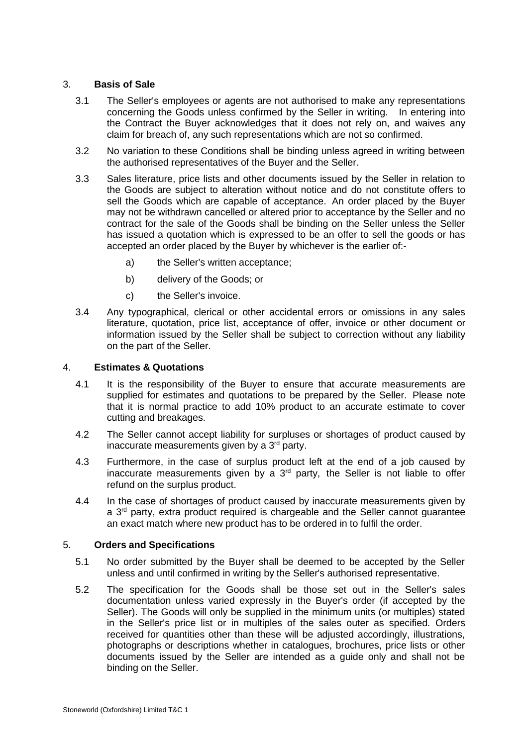## 3. Basis of Sale

3.1 The Seller's employees or agents are not authorised to make any representations concerning the Goods unless confirmed by the Seller in writing. In entering into the Contract the Buyer acknowledges that it does not rely on, and waives any claim for breach of, any such representations which are not so confirmed.

3.2 No variation to these Conditions shall be binding unless agreed in writing between the authorised representatives of the Buyer and the Seller.

3.3 Sales literature, price lists and other documents issued by the Seller in relation to the Goods are subject to alteration without notice and do not constitute offers to sell the Goods which are capable of acceptance. An order placed by the Buyer may not be withdrawn cancelled or altered prior to acceptance by the Seller and no contract for the sale of the Goods shall be binding on the Seller unless the Seller has issued a quotation which is expressed to be an offer to sell the goods or has accepted an order placed by the Buyer by whichever is the earlier of:-

a) the Seller's written acceptance;

b) delivery of the Goods; or

c) the Seller's invoice.

3.4 Any typographical, clerical or other accidental errors or omissions in any sales literature, quotation, price list, acceptance of offer, invoice or other document or information issued by the Seller shall be subject to correction without any liability on the part of the Seller.

## 4. Estimates & Quotations

4.1 It is the responsibility of the Buyer to ensure that accurate measurements are supplied for estimates and quotations to be prepared by the Seller. Please note that it is normal practice to add 10% product to an accurate estimate to cover cutting and breakages.

4.2 The Seller cannot accept liability for surpluses or shortages of product caused by inaccurate measurements given by a 3rd party.

4.3 Furthermore, in the case of surplus product left at the end of a job caused by inaccurate measurements given by a 3rd party, the Seller is not liable to offer refund on the surplus product.

4.4 In the case of shortages of product caused by inaccurate measurements given by a 3rd party, extra product required is chargeable and the Seller cannot guarantee an exact match where new product has to be ordered in to fulfil the order.

## 5. Orders and Specifications

5.1 No order submitted by the Buyer shall be deemed to be accepted by the Seller unless and until confirmed in writing by the Seller's authorised representative.

5.2 The specification for the Goods shall be those set out in the Seller's sales documentation unless varied expressly in the Buyer's order (if accepted by the Seller). The Goods will only be supplied in the minimum units (or multiples) stated in the Seller's price list or in multiples of the sales outer as specified. Orders received for quantities other than these will be adjusted accordingly, illustrations, photographs or descriptions whether in catalogues, brochures, price lists or other documents issued by the Seller are intended as a guide only and shall not be binding on the Seller.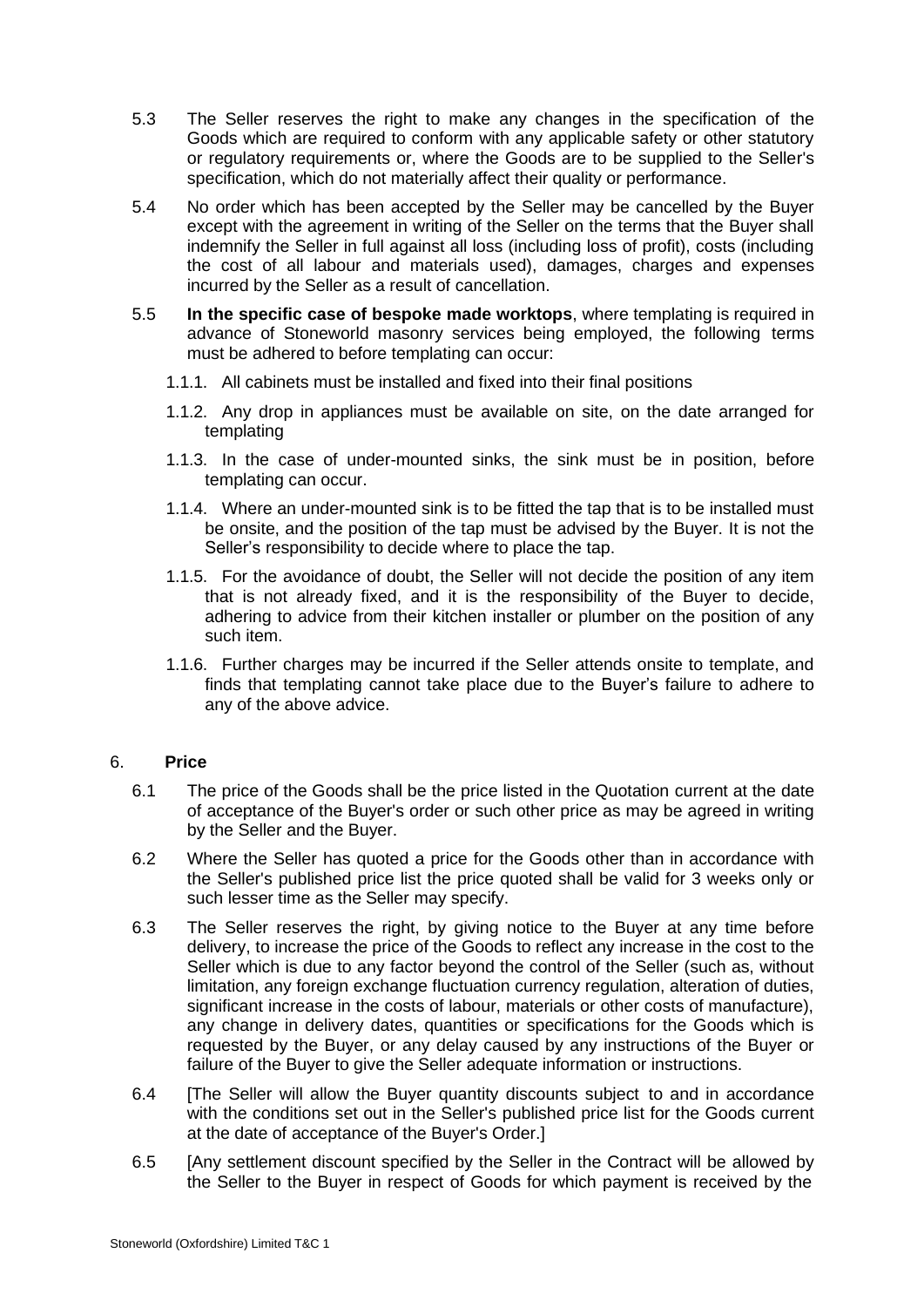5.3 The Seller reserves the right to make any changes in the specification of the Goods which are required to conform with any applicable safety or other statutory or regulatory requirements or, where the Goods are to be supplied to the Seller's specification, which do not materially affect their quality or performance.

5.4 No order which has been accepted by the Seller may be cancelled by the Buyer except with the agreement in writing of the Seller on the terms that the Buyer shall indemnify the Seller in full against all loss (including loss of profit), costs (including the cost of all labour and materials used), damages, charges and expenses incurred by the Seller as a result of cancellation.

5.5 **In the specific case of bespoke made worktops**, where templating is required in advance of Stoneworld masonry services being employed, the following terms must be adhered to before templating can occur:

1.1.1. All cabinets must be installed and fixed into their final positions

1.1.2. Any drop in appliances must be available on site, on the date arranged for templating

1.1.3. In the case of under-mounted sinks, the sink must be in position, before templating can occur.

1.1.4. Where an under-mounted sink is to be fitted the tap that is to be installed must be onsite, and the position of the tap must be advised by the Buyer. It is not the Seller's responsibility to decide where to place the tap.

1.1.5. For the avoidance of doubt, the Seller will not decide the position of any item that is not already fixed, and it is the responsibility of the Buyer to decide, adhering to advice from their kitchen installer or plumber on the position of any such item.

1.1.6. Further charges may be incurred if the Seller attends onsite to template, and finds that templating cannot take place due to the Buyer's failure to adhere to any of the above advice.

## 6. **Price**

6.1 The price of the Goods shall be the price listed in the Quotation current at the date of acceptance of the Buyer's order or such other price as may be agreed in writing by the Seller and the Buyer.

6.2 Where the Seller has quoted a price for the Goods other than in accordance with the Seller's published price list the price quoted shall be valid for 3 weeks only or such lesser time as the Seller may specify.

6.3 The Seller reserves the right, by giving notice to the Buyer at any time before delivery, to increase the price of the Goods to reflect any increase in the cost to the Seller which is due to any factor beyond the control of the Seller (such as, without limitation, any foreign exchange fluctuation currency regulation, alteration of duties, significant increase in the costs of labour, materials or other costs of manufacture), any change in delivery dates, quantities or specifications for the Goods which is requested by the Buyer, or any delay caused by any instructions of the Buyer or failure of the Buyer to give the Seller adequate information or instructions.

6.4 [The Seller will allow the Buyer quantity discounts subject to and in accordance with the conditions set out in the Seller's published price list for the Goods current at the date of acceptance of the Buyer's Order.]

6.5 [Any settlement discount specified by the Seller in the Contract will be allowed by the Seller to the Buyer in respect of Goods for which payment is received by the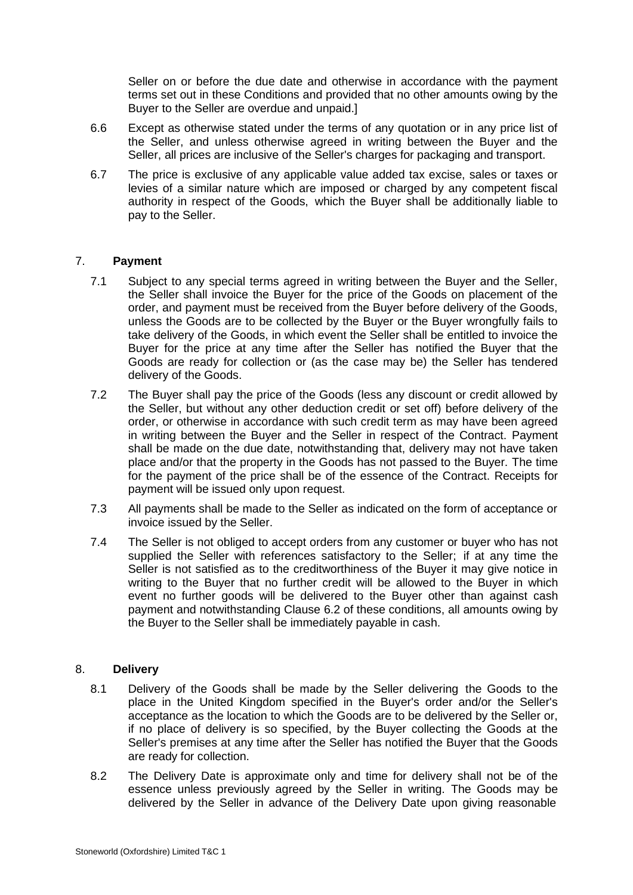Seller on or before the due date and otherwise in accordance with the payment terms set out in these Conditions and provided that no other amounts owing by the Buyer to the Seller are overdue and unpaid.]

6.6 Except as otherwise stated under the terms of any quotation or in any price list of the Seller, and unless otherwise agreed in writing between the Buyer and the Seller, all prices are inclusive of the Seller's charges for packaging and transport.

6.7 The price is exclusive of any applicable value added tax excise, sales or taxes or levies of a similar nature which are imposed or charged by any competent fiscal authority in respect of the Goods, which the Buyer shall be additionally liable to pay to the Seller.

## 7. Payment

7.1 Subject to any special terms agreed in writing between the Buyer and the Seller, the Seller shall invoice the Buyer for the price of the Goods on placement of the order, and payment must be received from the Buyer before delivery of the Goods, unless the Goods are to be collected by the Buyer or the Buyer wrongfully fails to take delivery of the Goods, in which event the Seller shall be entitled to invoice the Buyer for the price at any time after the Seller has notified the Buyer that the Goods are ready for collection or (as the case may be) the Seller has tendered delivery of the Goods.

7.2 The Buyer shall pay the price of the Goods (less any discount or credit allowed by the Seller, but without any other deduction credit or set off) before delivery of the order, or otherwise in accordance with such credit term as may have been agreed in writing between the Buyer and the Seller in respect of the Contract. Payment shall be made on the due date, notwithstanding that, delivery may not have taken place and/or that the property in the Goods has not passed to the Buyer. The time for the payment of the price shall be of the essence of the Contract. Receipts for payment will be issued only upon request.

7.3 All payments shall be made to the Seller as indicated on the form of acceptance or invoice issued by the Seller.

7.4 The Seller is not obliged to accept orders from any customer or buyer who has not supplied the Seller with references satisfactory to the Seller; if at any time the Seller is not satisfied as to the creditworthiness of the Buyer it may give notice in writing to the Buyer that no further credit will be allowed to the Buyer in which event no further goods will be delivered to the Buyer other than against cash payment and notwithstanding Clause 6.2 of these conditions, all amounts owing by the Buyer to the Seller shall be immediately payable in cash.

## 8. Delivery

8.1 Delivery of the Goods shall be made by the Seller delivering the Goods to the place in the United Kingdom specified in the Buyer's order and/or the Seller's acceptance as the location to which the Goods are to be delivered by the Seller or, if no place of delivery is so specified, by the Buyer collecting the Goods at the Seller's premises at any time after the Seller has notified the Buyer that the Goods are ready for collection.

8.2 The Delivery Date is approximate only and time for delivery shall not be of the essence unless previously agreed by the Seller in writing. The Goods may be delivered by the Seller in advance of the Delivery Date upon giving reasonable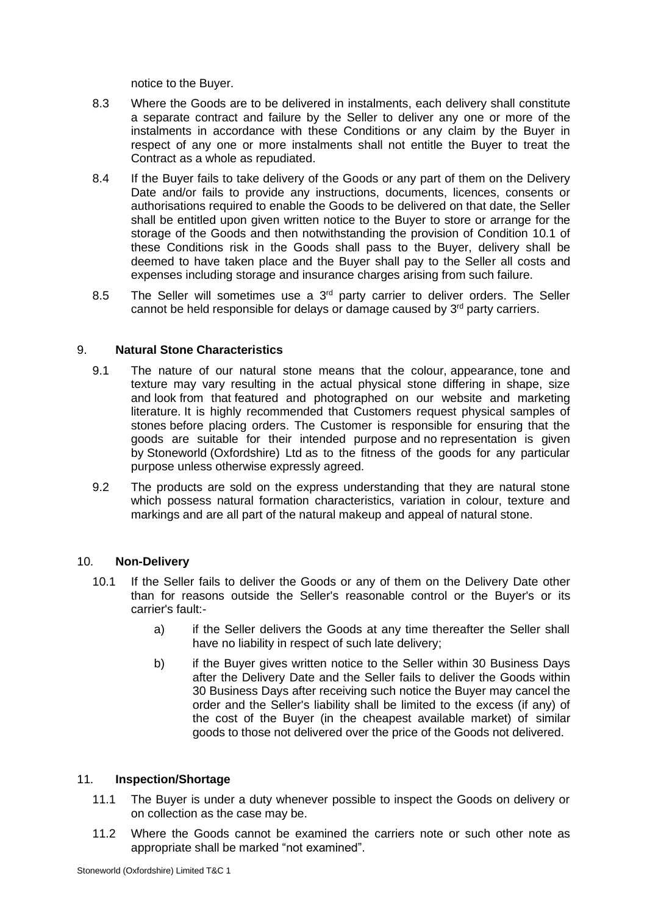notice to the Buyer.

8.3 Where the Goods are to be delivered in instalments, each delivery shall constitute a separate contract and failure by the Seller to deliver any one or more of the instalments in accordance with these Conditions or any claim by the Buyer in respect of any one or more instalments shall not entitle the Buyer to treat the Contract as a whole as repudiated.

8.4 If the Buyer fails to take delivery of the Goods or any part of them on the Delivery Date and/or fails to provide any instructions, documents, licences, consents or authorisations required to enable the Goods to be delivered on that date, the Seller shall be entitled upon given written notice to the Buyer to store or arrange for the storage of the Goods and then notwithstanding the provision of Condition 10.1 of these Conditions risk in the Goods shall pass to the Buyer, delivery shall be deemed to have taken place and the Buyer shall pay to the Seller all costs and expenses including storage and insurance charges arising from such failure.

8.5 The Seller will sometimes use a 3rd party carrier to deliver orders. The Seller cannot be held responsible for delays or damage caused by 3rd party carriers.

## 9. **Natural Stone Characteristics**

9.1 The nature of our natural stone means that the colour, appearance, tone and texture may vary resulting in the actual physical stone differing in shape, size and look from that featured and photographed on our website and marketing literature. It is highly recommended that Customers request physical samples of stones before placing orders. The Customer is responsible for ensuring that the goods are suitable for their intended purpose and no representation is given by Stoneworld (Oxfordshire) Ltd as to the fitness of the goods for any particular purpose unless otherwise expressly agreed.

9.2 The products are sold on the express understanding that they are natural stone which possess natural formation characteristics, variation in colour, texture and markings and are all part of the natural makeup and appeal of natural stone.

## 10. **Non-Delivery**

10.1 If the Seller fails to deliver the Goods or any of them on the Delivery Date other than for reasons outside the Seller's reasonable control or the Buyer's or its carrier's fault:-

a) if the Seller delivers the Goods at any time thereafter the Seller shall have no liability in respect of such late delivery;

b) if the Buyer gives written notice to the Seller within 30 Business Days after the Delivery Date and the Seller fails to deliver the Goods within 30 Business Days after receiving such notice the Buyer may cancel the order and the Seller's liability shall be limited to the excess (if any) of the cost of the Buyer (in the cheapest available market) of similar goods to those not delivered over the price of the Goods not delivered.

## 11. **Inspection/Shortage**

11.1 The Buyer is under a duty whenever possible to inspect the Goods on delivery or on collection as the case may be.

11.2 Where the Goods cannot be examined the carriers note or such other note as appropriate shall be marked "not examined".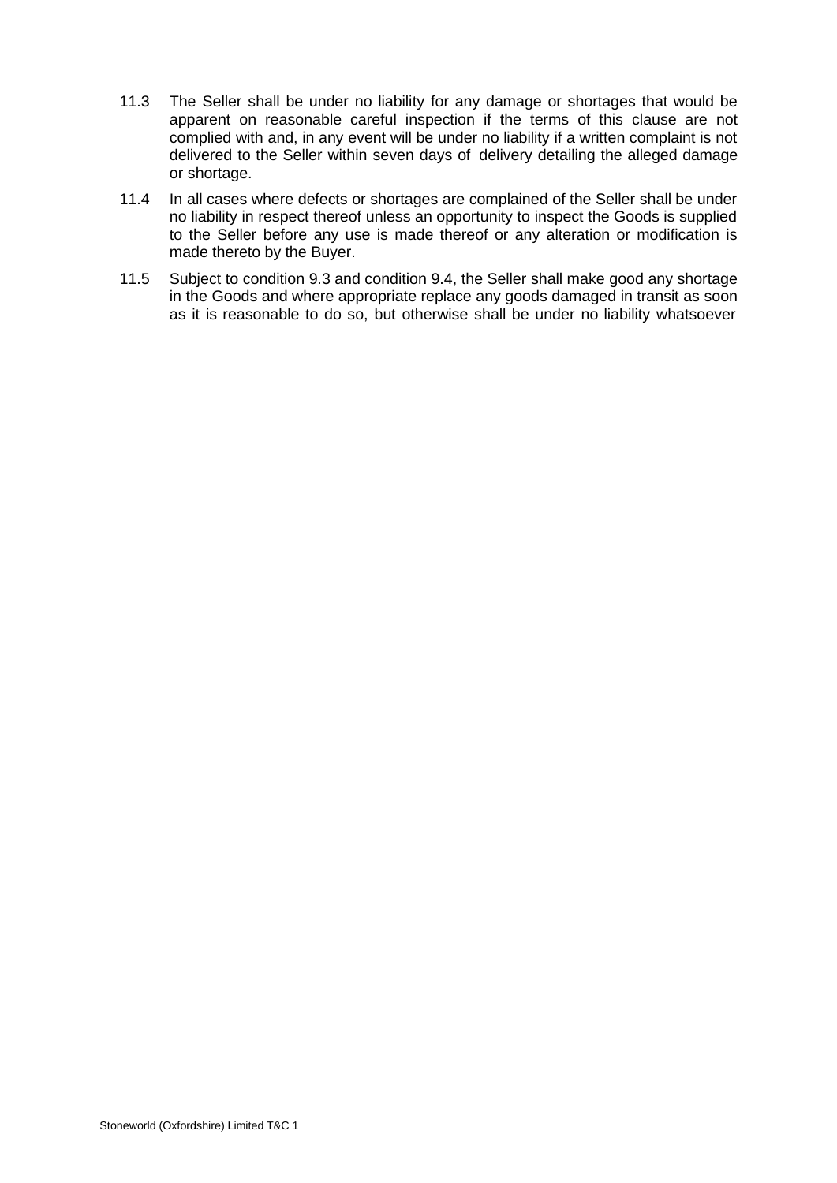11.3 The Seller shall be under no liability for any damage or shortages that would be apparent on reasonable careful inspection if the terms of this clause are not complied with and, in any event will be under no liability if a written complaint is not delivered to the Seller within seven days of delivery detailing the alleged damage or shortage.

11.4 In all cases where defects or shortages are complained of the Seller shall be under no liability in respect thereof unless an opportunity to inspect the Goods is supplied to the Seller before any use is made thereof or any alteration or modification is made thereto by the Buyer.

11.5 Subject to condition 9.3 and condition 9.4, the Seller shall make good any shortage in the Goods and where appropriate replace any goods damaged in transit as soon as it is reasonable to do so, but otherwise shall be under no liability whatsoever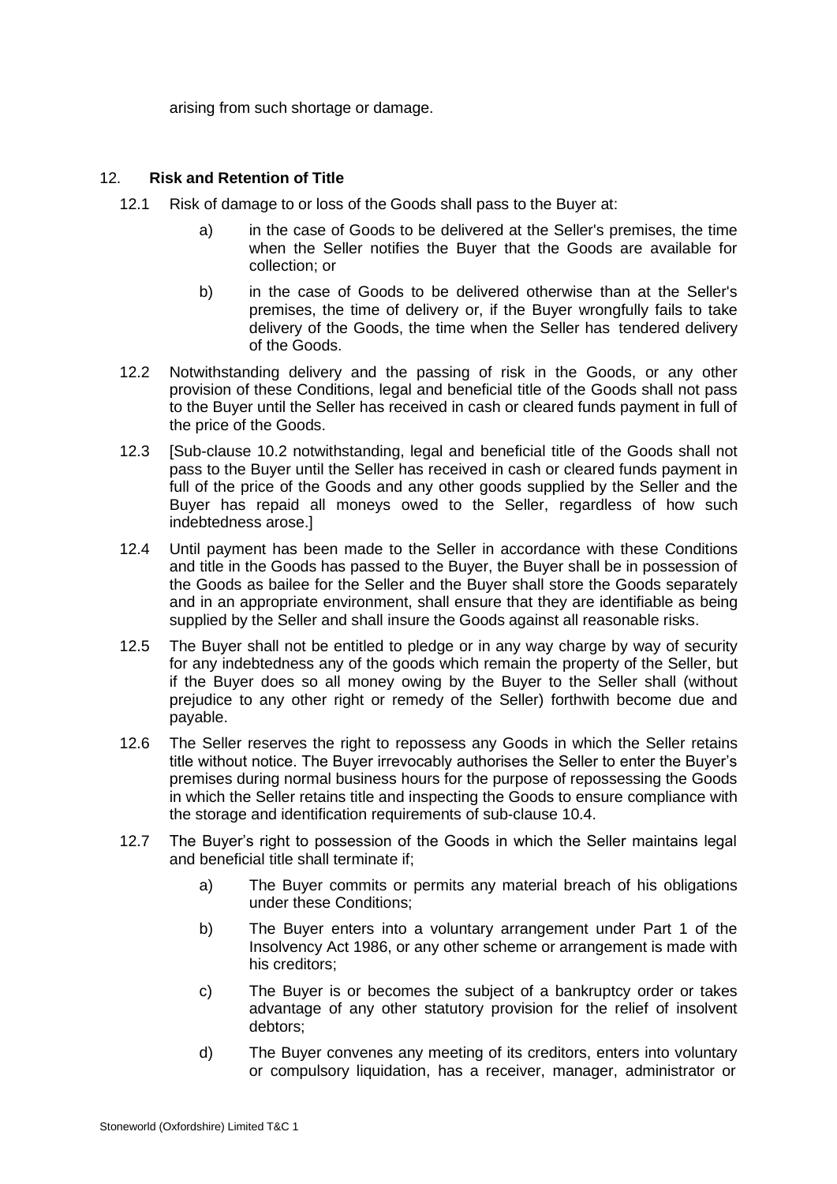arising from such shortage or damage.

## 12. Risk and Retention of Title

12.1 Risk of damage to or loss of the Goods shall pass to the Buyer at:

a) in the case of Goods to be delivered at the Seller's premises, the time when the Seller notifies the Buyer that the Goods are available for collection; or

b) in the case of Goods to be delivered otherwise than at the Seller's premises, the time of delivery or, if the Buyer wrongfully fails to take delivery of the Goods, the time when the Seller has tendered delivery of the Goods.

12.2 Notwithstanding delivery and the passing of risk in the Goods, or any other provision of these Conditions, legal and beneficial title of the Goods shall not pass to the Buyer until the Seller has received in cash or cleared funds payment in full of the price of the Goods.

12.3 [Sub-clause 10.2 notwithstanding, legal and beneficial title of the Goods shall not pass to the Buyer until the Seller has received in cash or cleared funds payment in full of the price of the Goods and any other goods supplied by the Seller and the Buyer has repaid all moneys owed to the Seller, regardless of how such indebtedness arose.]

12.4 Until payment has been made to the Seller in accordance with these Conditions and title in the Goods has passed to the Buyer, the Buyer shall be in possession of the Goods as bailee for the Seller and the Buyer shall store the Goods separately and in an appropriate environment, shall ensure that they are identifiable as being supplied by the Seller and shall insure the Goods against all reasonable risks.

12.5 The Buyer shall not be entitled to pledge or in any way charge by way of security for any indebtedness any of the goods which remain the property of the Seller, but if the Buyer does so all money owing by the Buyer to the Seller shall (without prejudice to any other right or remedy of the Seller) forthwith become due and payable.

12.6 The Seller reserves the right to repossess any Goods in which the Seller retains title without notice. The Buyer irrevocably authorises the Seller to enter the Buyer's premises during normal business hours for the purpose of repossessing the Goods in which the Seller retains title and inspecting the Goods to ensure compliance with the storage and identification requirements of sub-clause 10.4.

12.7 The Buyer's right to possession of the Goods in which the Seller maintains legal and beneficial title shall terminate if;

a) The Buyer commits or permits any material breach of his obligations under these Conditions;

b) The Buyer enters into a voluntary arrangement under Part 1 of the Insolvency Act 1986, or any other scheme or arrangement is made with his creditors;

c) The Buyer is or becomes the subject of a bankruptcy order or takes advantage of any other statutory provision for the relief of insolvent debtors;

d) The Buyer convenes any meeting of its creditors, enters into voluntary or compulsory liquidation, has a receiver, manager, administrator or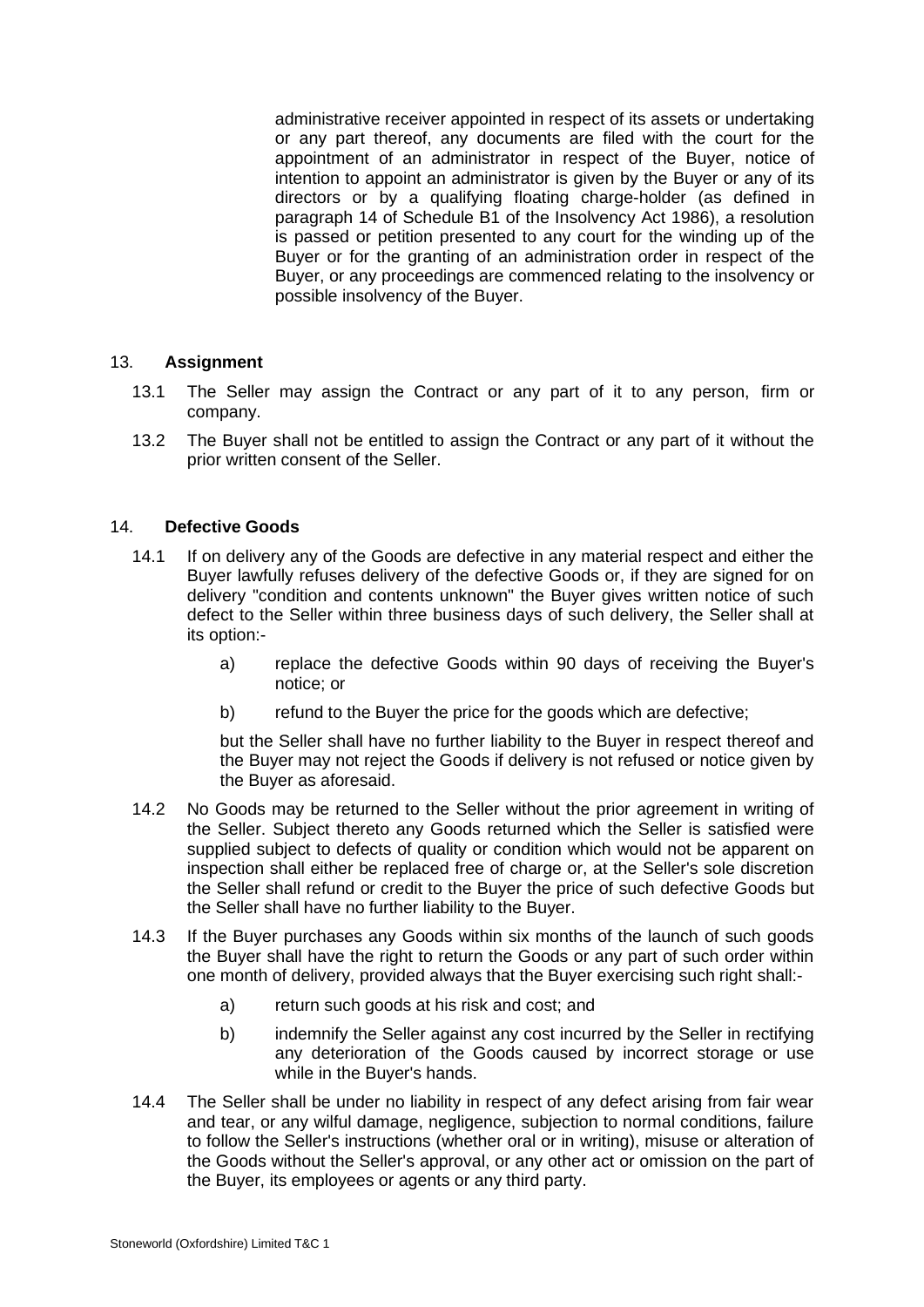administrative receiver appointed in respect of its assets or undertaking or any part thereof, any documents are filed with the court for the appointment of an administrator in respect of the Buyer, notice of intention to appoint an administrator is given by the Buyer or any of its directors or by a qualifying floating charge-holder (as defined in paragraph 14 of Schedule B1 of the Insolvency Act 1986), a resolution is passed or petition presented to any court for the winding up of the Buyer or for the granting of an administration order in respect of the Buyer, or any proceedings are commenced relating to the insolvency or possible insolvency of the Buyer.

## 13. **Assignment**

13.1 The Seller may assign the Contract or any part of it to any person, firm or company.

13.2 The Buyer shall not be entitled to assign the Contract or any part of it without the prior written consent of the Seller.

## 14. **Defective Goods**

14.1 If on delivery any of the Goods are defective in any material respect and either the Buyer lawfully refuses delivery of the defective Goods or, if they are signed for on delivery "condition and contents unknown" the Buyer gives written notice of such defect to the Seller within three business days of such delivery, the Seller shall at its option:-

a) replace the defective Goods within 90 days of receiving the Buyer's notice; or

b) refund to the Buyer the price for the goods which are defective;

but the Seller shall have no further liability to the Buyer in respect thereof and the Buyer may not reject the Goods if delivery is not refused or notice given by the Buyer as aforesaid.

14.2 No Goods may be returned to the Seller without the prior agreement in writing of the Seller. Subject thereto any Goods returned which the Seller is satisfied were supplied subject to defects of quality or condition which would not be apparent on inspection shall either be replaced free of charge or, at the Seller's sole discretion the Seller shall refund or credit to the Buyer the price of such defective Goods but the Seller shall have no further liability to the Buyer.

14.3 If the Buyer purchases any Goods within six months of the launch of such goods the Buyer shall have the right to return the Goods or any part of such order within one month of delivery, provided always that the Buyer exercising such right shall:-

a) return such goods at his risk and cost; and

b) indemnify the Seller against any cost incurred by the Seller in rectifying any deterioration of the Goods caused by incorrect storage or use while in the Buyer's hands.

14.4 The Seller shall be under no liability in respect of any defect arising from fair wear and tear, or any wilful damage, negligence, subjection to normal conditions, failure to follow the Seller's instructions (whether oral or in writing), misuse or alteration of the Goods without the Seller's approval, or any other act or omission on the part of the Buyer, its employees or agents or any third party.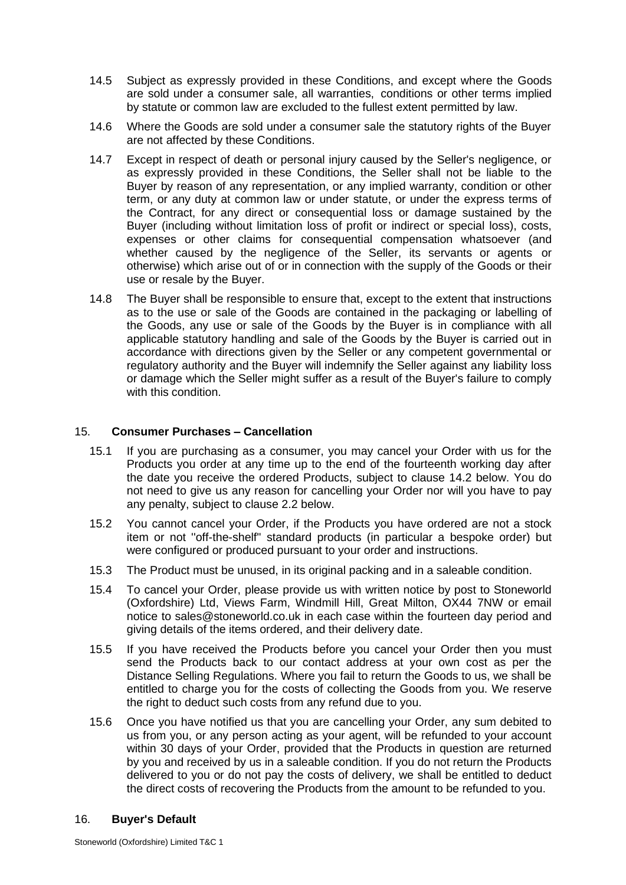14.5 Subject as expressly provided in these Conditions, and except where the Goods are sold under a consumer sale, all warranties, conditions or other terms implied by statute or common law are excluded to the fullest extent permitted by law.

14.6 Where the Goods are sold under a consumer sale the statutory rights of the Buyer are not affected by these Conditions.

14.7 Except in respect of death or personal injury caused by the Seller's negligence, or as expressly provided in these Conditions, the Seller shall not be liable to the Buyer by reason of any representation, or any implied warranty, condition or other term, or any duty at common law or under statute, or under the express terms of the Contract, for any direct or consequential loss or damage sustained by the Buyer (including without limitation loss of profit or indirect or special loss), costs, expenses or other claims for consequential compensation whatsoever (and whether caused by the negligence of the Seller, its servants or agents or otherwise) which arise out of or in connection with the supply of the Goods or their use or resale by the Buyer.

14.8 The Buyer shall be responsible to ensure that, except to the extent that instructions as to the use or sale of the Goods are contained in the packaging or labelling of the Goods, any use or sale of the Goods by the Buyer is in compliance with all applicable statutory handling and sale of the Goods by the Buyer is carried out in accordance with directions given by the Seller or any competent governmental or regulatory authority and the Buyer will indemnify the Seller against any liability loss or damage which the Seller might suffer as a result of the Buyer's failure to comply with this condition.

## 15. Consumer Purchases – Cancellation

15.1 If you are purchasing as a consumer, you may cancel your Order with us for the Products you order at any time up to the end of the fourteenth working day after the date you receive the ordered Products, subject to clause 14.2 below. You do not need to give us any reason for cancelling your Order nor will you have to pay any penalty, subject to clause 2.2 below.

15.2 You cannot cancel your Order, if the Products you have ordered are not a stock item or not ''off-the-shelf" standard products (in particular a bespoke order) but were configured or produced pursuant to your order and instructions.

15.3 The Product must be unused, in its original packing and in a saleable condition.

15.4 To cancel your Order, please provide us with written notice by post to Stoneworld (Oxfordshire) Ltd, Views Farm, Windmill Hill, Great Milton, OX44 7NW or email notice to sales@stoneworld.co.uk in each case within the fourteen day period and giving details of the items ordered, and their delivery date.

15.5 If you have received the Products before you cancel your Order then you must send the Products back to our contact address at your own cost as per the Distance Selling Regulations. Where you fail to return the Goods to us, we shall be entitled to charge you for the costs of collecting the Goods from you. We reserve the right to deduct such costs from any refund due to you.

15.6 Once you have notified us that you are cancelling your Order, any sum debited to us from you, or any person acting as your agent, will be refunded to your account within 30 days of your Order, provided that the Products in question are returned by you and received by us in a saleable condition. If you do not return the Products delivered to you or do not pay the costs of delivery, we shall be entitled to deduct the direct costs of recovering the Products from the amount to be refunded to you.

## 16. Buyer's Default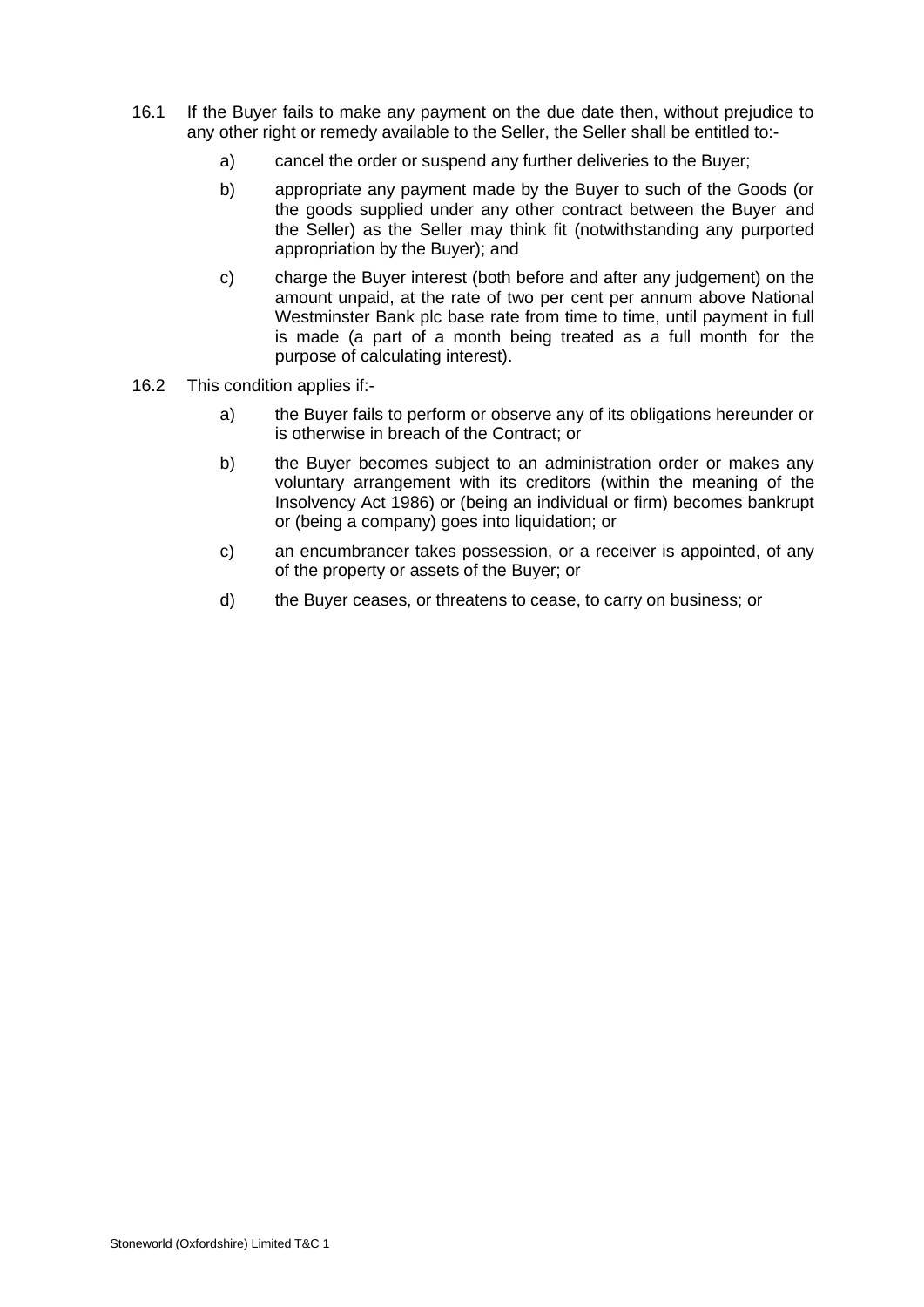16.1 If the Buyer fails to make any payment on the due date then, without prejudice to any other right or remedy available to the Seller, the Seller shall be entitled to:-

a) cancel the order or suspend any further deliveries to the Buyer;

b) appropriate any payment made by the Buyer to such of the Goods (or the goods supplied under any other contract between the Buyer and the Seller) as the Seller may think fit (notwithstanding any purported appropriation by the Buyer); and

c) charge the Buyer interest (both before and after any judgement) on the amount unpaid, at the rate of two per cent per annum above National Westminster Bank plc base rate from time to time, until payment in full is made (a part of a month being treated as a full month for the purpose of calculating interest).

16.2 This condition applies if:-

a) the Buyer fails to perform or observe any of its obligations hereunder or is otherwise in breach of the Contract; or

b) the Buyer becomes subject to an administration order or makes any voluntary arrangement with its creditors (within the meaning of the Insolvency Act 1986) or (being an individual or firm) becomes bankrupt or (being a company) goes into liquidation; or

c) an encumbrancer takes possession, or a receiver is appointed, of any of the property or assets of the Buyer; or

d) the Buyer ceases, or threatens to cease, to carry on business; or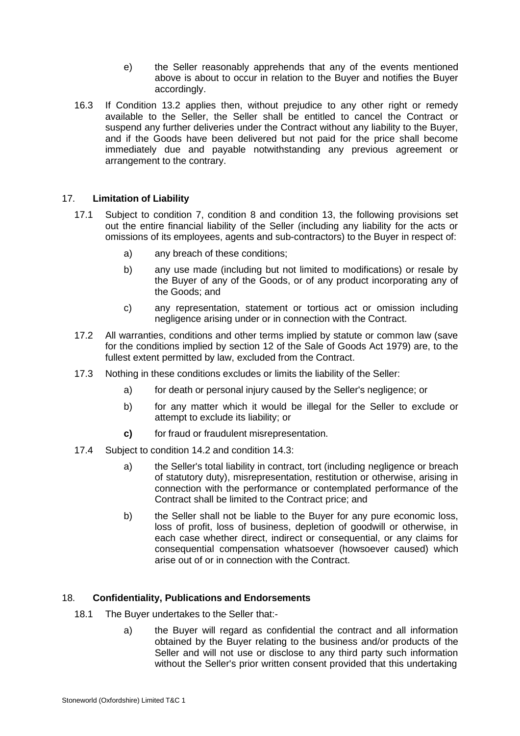e) the Seller reasonably apprehends that any of the events mentioned above is about to occur in relation to the Buyer and notifies the Buyer accordingly.

16.3 If Condition 13.2 applies then, without prejudice to any other right or remedy available to the Seller, the Seller shall be entitled to cancel the Contract or suspend any further deliveries under the Contract without any liability to the Buyer, and if the Goods have been delivered but not paid for the price shall become immediately due and payable notwithstanding any previous agreement or arrangement to the contrary.

## 17. Limitation of Liability

17.1 Subject to condition 7, condition 8 and condition 13, the following provisions set out the entire financial liability of the Seller (including any liability for the acts or omissions of its employees, agents and sub-contractors) to the Buyer in respect of:

- a) any breach of these conditions;
- b) any use made (including but not limited to modifications) or resale by the Buyer of any of the Goods, or of any product incorporating any of the Goods; and
- c) any representation, statement or tortious act or omission including negligence arising under or in connection with the Contract.

17.2 All warranties, conditions and other terms implied by statute or common law (save for the conditions implied by section 12 of the Sale of Goods Act 1979) are, to the fullest extent permitted by law, excluded from the Contract.

17.3 Nothing in these conditions excludes or limits the liability of the Seller:

- a) for death or personal injury caused by the Seller's negligence; or
- b) for any matter which it would be illegal for the Seller to exclude or attempt to exclude its liability; or
- **c)** for fraud or fraudulent misrepresentation.

17.4 Subject to condition 14.2 and condition 14.3:

- a) the Seller's total liability in contract, tort (including negligence or breach of statutory duty), misrepresentation, restitution or otherwise, arising in connection with the performance or contemplated performance of the Contract shall be limited to the Contract price; and
- b) the Seller shall not be liable to the Buyer for any pure economic loss, loss of profit, loss of business, depletion of goodwill or otherwise, in each case whether direct, indirect or consequential, or any claims for consequential compensation whatsoever (howsoever caused) which arise out of or in connection with the Contract.

## 18. Confidentiality, Publications and Endorsements

18.1 The Buyer undertakes to the Seller that:-

- a) the Buyer will regard as confidential the contract and all information obtained by the Buyer relating to the business and/or products of the Seller and will not use or disclose to any third party such information without the Seller's prior written consent provided that this undertaking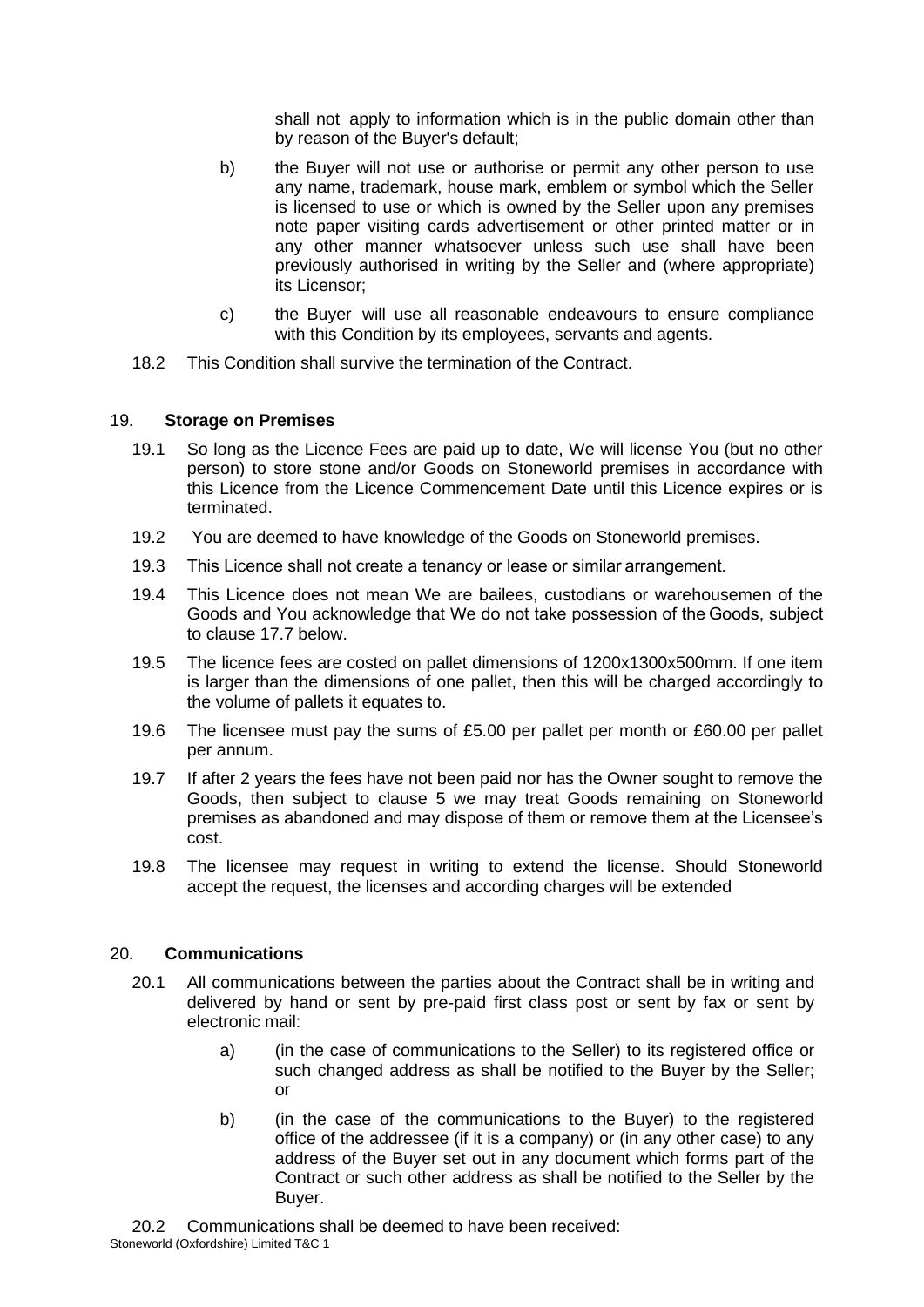shall not apply to information which is in the public domain other than by reason of the Buyer's default;

b) the Buyer will not use or authorise or permit any other person to use any name, trademark, house mark, emblem or symbol which the Seller is licensed to use or which is owned by the Seller upon any premises note paper visiting cards advertisement or other printed matter or in any other manner whatsoever unless such use shall have been previously authorised in writing by the Seller and (where appropriate) its Licensor;

c) the Buyer will use all reasonable endeavours to ensure compliance with this Condition by its employees, servants and agents.

18.2 This Condition shall survive the termination of the Contract.

## 19. **Storage on Premises**

19.1 So long as the Licence Fees are paid up to date, We will license You (but no other person) to store stone and/or Goods on Stoneworld premises in accordance with this Licence from the Licence Commencement Date until this Licence expires or is terminated.

19.2 You are deemed to have knowledge of the Goods on Stoneworld premises.

19.3 This Licence shall not create a tenancy or lease or similar arrangement.

19.4 This Licence does not mean We are bailees, custodians or warehousemen of the Goods and You acknowledge that We do not take possession of the Goods, subject to clause 17.7 below.

19.5 The licence fees are costed on pallet dimensions of 1200x1300x500mm. If one item is larger than the dimensions of one pallet, then this will be charged accordingly to the volume of pallets it equates to.

19.6 The licensee must pay the sums of £5.00 per pallet per month or £60.00 per pallet per annum.

19.7 If after 2 years the fees have not been paid nor has the Owner sought to remove the Goods, then subject to clause 5 we may treat Goods remaining on Stoneworld premises as abandoned and may dispose of them or remove them at the Licensee's cost.

19.8 The licensee may request in writing to extend the license. Should Stoneworld accept the request, the licenses and according charges will be extended

## 20. **Communications**

20.1 All communications between the parties about the Contract shall be in writing and delivered by hand or sent by pre-paid first class post or sent by fax or sent by electronic mail:

a) (in the case of communications to the Seller) to its registered office or such changed address as shall be notified to the Buyer by the Seller; or

b) (in the case of the communications to the Buyer) to the registered office of the addressee (if it is a company) or (in any other case) to any address of the Buyer set out in any document which forms part of the Contract or such other address as shall be notified to the Seller by the Buyer.

20.2 Communications shall be deemed to have been received: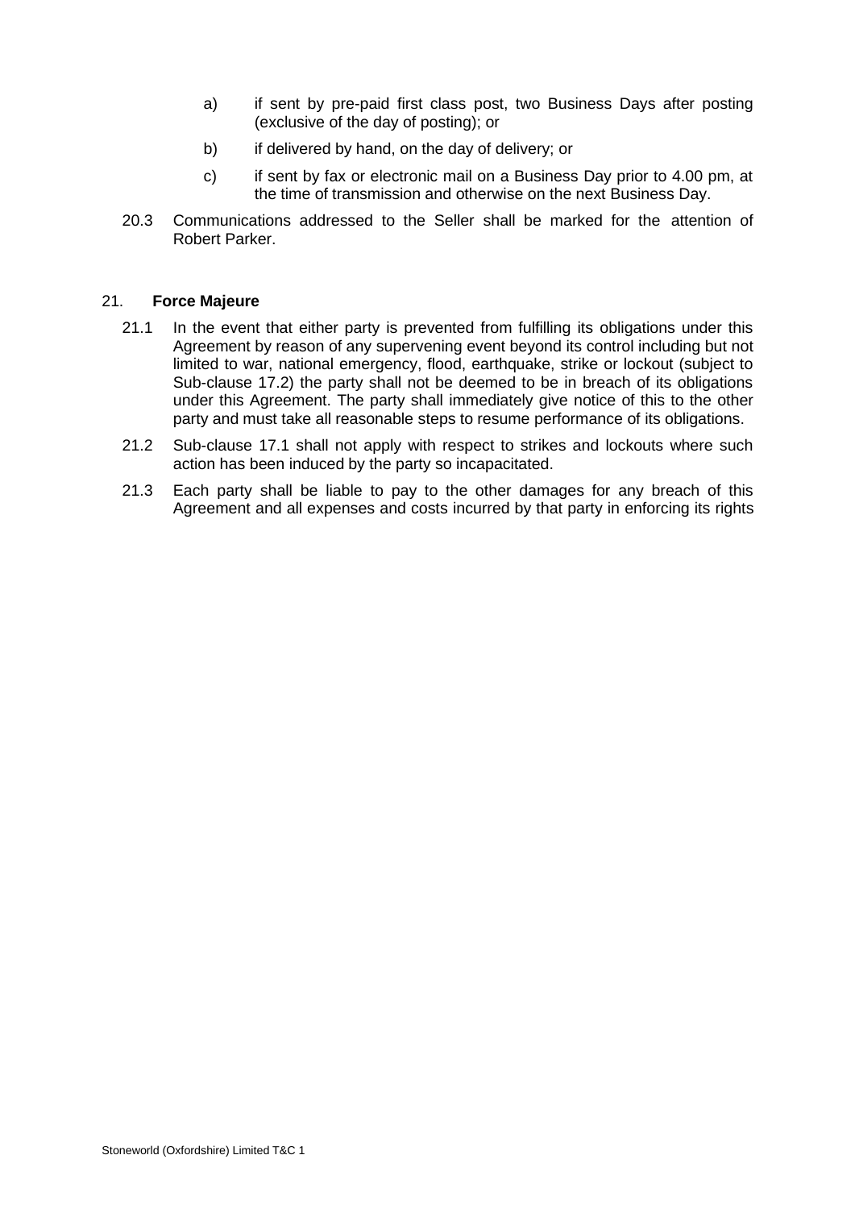a) if sent by pre-paid first class post, two Business Days after posting (exclusive of the day of posting); or

b) if delivered by hand, on the day of delivery; or

c) if sent by fax or electronic mail on a Business Day prior to 4.00 pm, at the time of transmission and otherwise on the next Business Day.

20.3 Communications addressed to the Seller shall be marked for the attention of Robert Parker.

21. **Force Majeure**

21.1 In the event that either party is prevented from fulfilling its obligations under this Agreement by reason of any supervening event beyond its control including but not limited to war, national emergency, flood, earthquake, strike or lockout (subject to Sub-clause 17.2) the party shall not be deemed to be in breach of its obligations under this Agreement. The party shall immediately give notice of this to the other party and must take all reasonable steps to resume performance of its obligations.

21.2 Sub-clause 17.1 shall not apply with respect to strikes and lockouts where such action has been induced by the party so incapacitated.

21.3 Each party shall be liable to pay to the other damages for any breach of this Agreement and all expenses and costs incurred by that party in enforcing its rights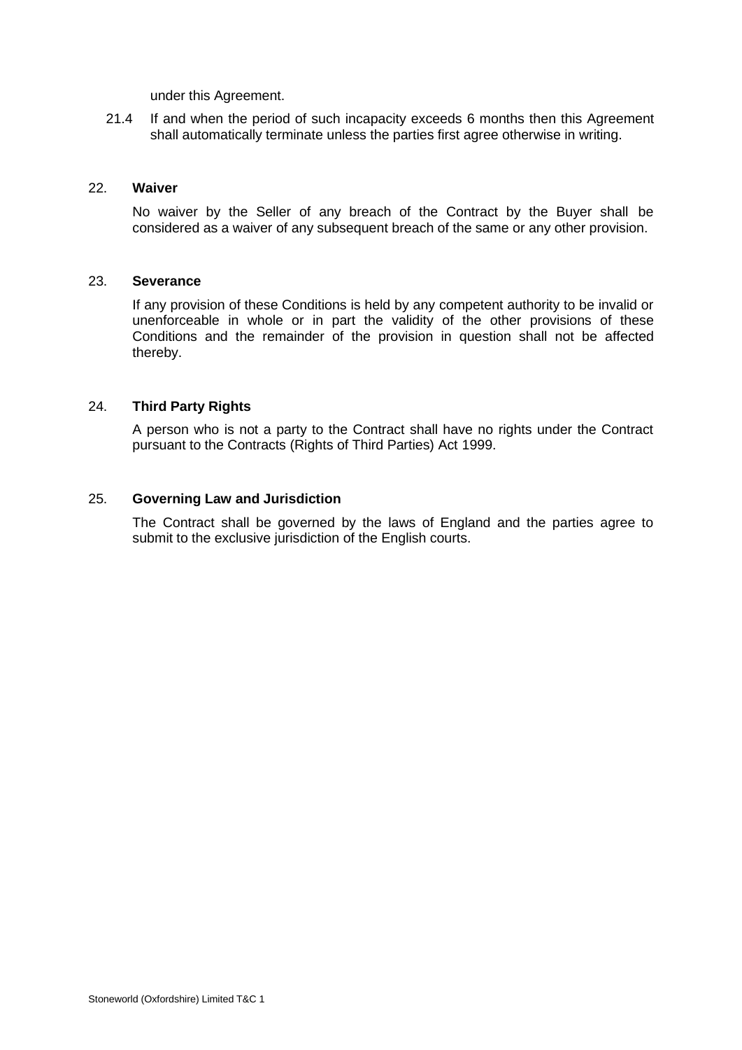under this Agreement.

21.4 If and when the period of such incapacity exceeds 6 months then this Agreement shall automatically terminate unless the parties first agree otherwise in writing.

22. **Waiver**

No waiver by the Seller of any breach of the Contract by the Buyer shall be considered as a waiver of any subsequent breach of the same or any other provision.

23. **Severance**

If any provision of these Conditions is held by any competent authority to be invalid or unenforceable in whole or in part the validity of the other provisions of these Conditions and the remainder of the provision in question shall not be affected thereby.

24. **Third Party Rights**

A person who is not a party to the Contract shall have no rights under the Contract pursuant to the Contracts (Rights of Third Parties) Act 1999.

25. **Governing Law and Jurisdiction**

The Contract shall be governed by the laws of England and the parties agree to submit to the exclusive jurisdiction of the English courts.